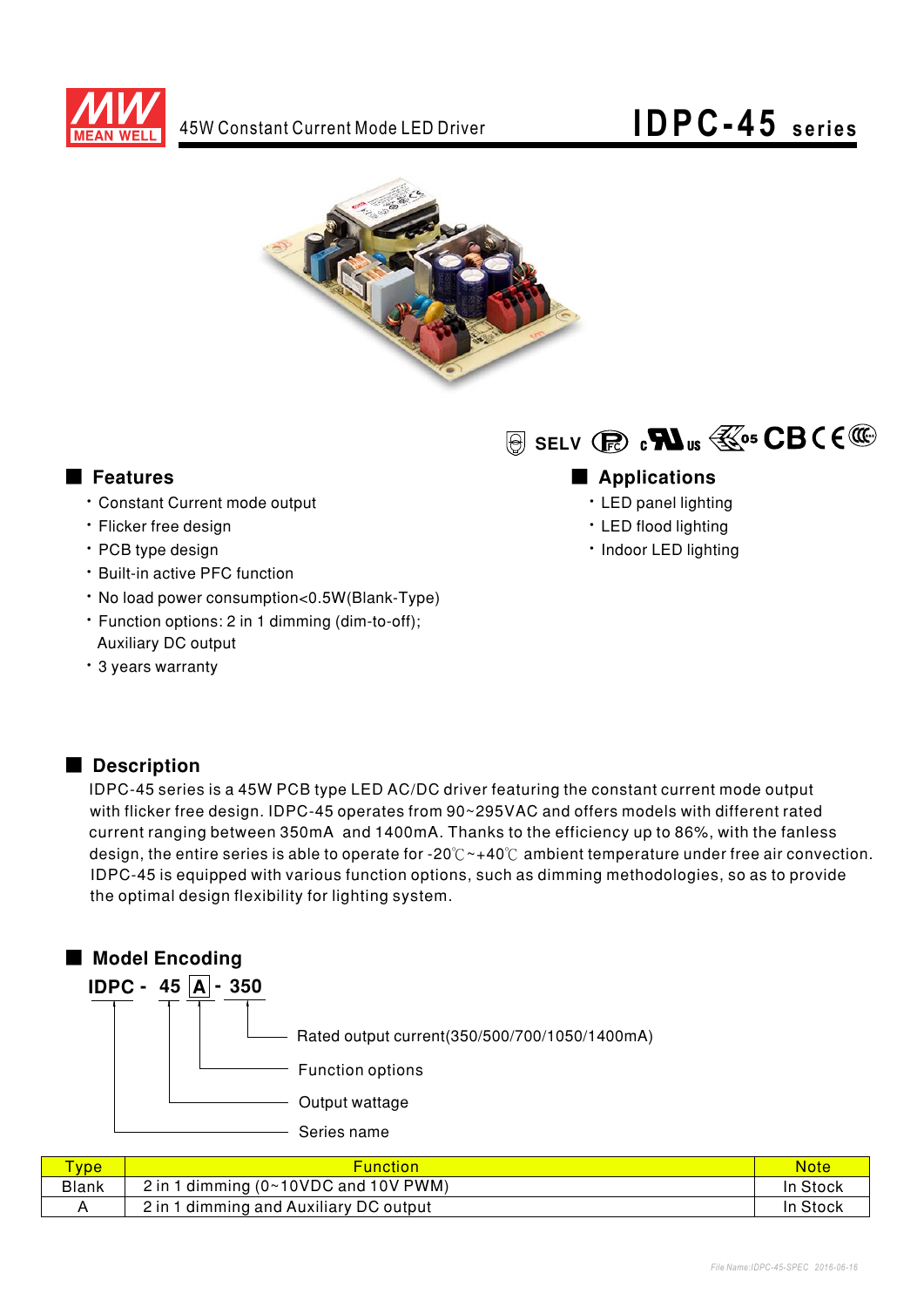MEAN WELL

45W Constant Current Mode LED Driver

# IDPC-45 series

SELV

## Features

- Constant Current mode output
- Flicker free design
- PCB type design
- Built-in active PFC function
- No load power consumption<0.5W(Blank-Type)
- Function options: 2 in 1 dimming (dim-to-off); Auxiliary DC output
- 3 years warranty

## Applications

- LED panel lighting
- LED flood lighting
- Indoor LED lighting

## Description

IDPC-45 series is a 45W PCB type LED AC/DC driver featuring the constant current mode output with flicker free design. IDPC-45 operates from 90~295VAC and offers models with different rated current ranging between 350mA and 1400mA. Thanks to the efficiency up to 86%, with the fanless design, the entire series is able to operate for -20℃~+40℃ ambient temperature under free air convection. IDPC-45 is equipped with various function options, such as dimming methodologies, so as to provide the optimal design flexibility for lighting system.

## Model Encoding

**IDPC - 45 A - 350**

- 350: Rated output current(350/500/700/1050/1400mA)
- A: Function options
- 45: Output wattage
- IDPC: Series name

| Type | Function | Note |
|---|---|---|
| Blank | 2 in 1 dimming (0~10VDC and 10V PWM) | In Stock |
| A | 2 in 1 dimming and Auxiliary DC output | In Stock |

File Name:IDPC-45-SPEC 2016-06-16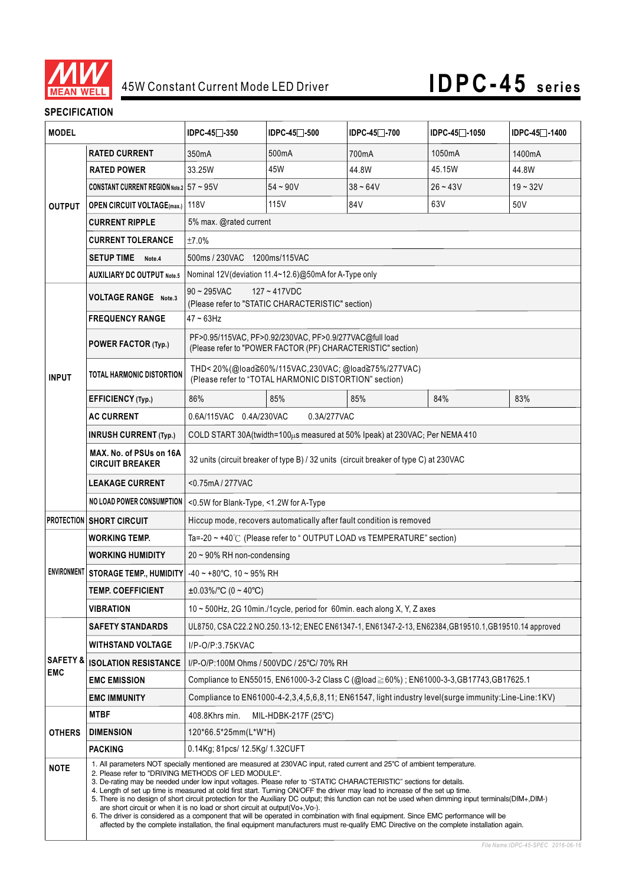# 45W Constant Current Mode LED Driver

# IDPC-45 series

## SPECIFICATION

| MODEL | | IDPC-45□-350 | IDPC-45□-500 | IDPC-45□-700 | IDPC-45□-1050 | IDPC-45□-1400 |
|---|---|---|---|---|---|---|
| OUTPUT | RATED CURRENT | 350mA | 500mA | 700mA | 1050mA | 1400mA |
| | RATED POWER | 33.25W | 45W | 44.8W | 45.15W | 44.8W |
| | CONSTANT CURRENT REGION Note.2 | 57 ~ 95V | 54 ~ 90V | 38 ~ 64V | 26 ~ 43V | 19 ~ 32V |
| | OPEN CIRCUIT VOLTAGE(max.) | 118V | 115V | 84V | 63V | 50V |
| | CURRENT RIPPLE | 5% max. @rated current | | | | |
| | CURRENT TOLERANCE | ±7.0% | | | | |
| | SETUP TIME Note.4 | 500ms / 230VAC 1200ms/115VAC | | | | |
| | AUXILIARY DC OUTPUT Note.5 | Nominal 12V(deviation 11.4~12.6)@50mA for A-Type only | | | | |
| INPUT | VOLTAGE RANGE Note.3 | 90 ~ 295VAC 127 ~ 417VDC (Please refer to "STATIC CHARACTERISTIC" section) | | | | |
| | FREQUENCY RANGE | 47 ~ 63Hz | | | | |
| | POWER FACTOR (Typ.) | PF>0.95/115VAC, PF>0.92/230VAC, PF>0.9/277VAC@full load (Please refer to "POWER FACTOR (PF) CHARACTERISTIC" section) | | | | |
| | TOTAL HARMONIC DISTORTION | THD< 20%(@load≧60%/115VAC,230VAC; @load≧75%/277VAC) (Please refer to "TOTAL HARMONIC DISTORTION" section) | | | | |
| | EFFICIENCY (Typ.) | 86% | 85% | 85% | 84% | 83% |
| | AC CURRENT | 0.6A/115VAC 0.4A/230VAC 0.3A/277VAC | | | | |
| | INRUSH CURRENT (Typ.) | COLD START 30A(twidth=100μs measured at 50% Ipeak) at 230VAC; Per NEMA 410 | | | | |
| | MAX. No. of PSUs on 16A CIRCUIT BREAKER | 32 units (circuit breaker of type B) / 32 units (circuit breaker of type C) at 230VAC | | | | |
| | LEAKAGE CURRENT | <0.75mA / 277VAC | | | | |
| | NO LOAD POWER CONSUMPTION | <0.5W for Blank-Type, <1.2W for A-Type | | | | |
| PROTECTION | SHORT CIRCUIT | Hiccup mode, recovers automatically after fault condition is removed | | | | |
| ENVIRONMENT | WORKING TEMP. | Ta=-20 ~ +40℃ (Please refer to " OUTPUT LOAD vs TEMPERATURE" section) | | | | |
| | WORKING HUMIDITY | 20 ~ 90% RH non-condensing | | | | |
| | STORAGE TEMP., HUMIDITY | -40 ~ +80°C, 10 ~ 95% RH | | | | |
| | TEMP. COEFFICIENT | ±0.03%/°C (0 ~ 40°C) | | | | |
| | VIBRATION | 10 ~ 500Hz, 2G 10min./1cycle, period for 60min. each along X, Y, Z axes | | | | |
| SAFETY & EMC | SAFETY STANDARDS | UL8750, CSA C22.2 NO.250.13-12; ENEC EN61347-1, EN61347-2-13, EN62384,GB19510.1,GB19510.14 approved | | | | |
| | WITHSTAND VOLTAGE | I/P-O/P:3.75KVAC | | | | |
| | ISOLATION RESISTANCE | I/P-O/P:100M Ohms / 500VDC / 25°C/ 70% RH | | | | |
| | EMC EMISSION | Compliance to EN55015, EN61000-3-2 Class C (@load≧60%) ; EN61000-3-3,GB17743,GB17625.1 | | | | |
| | EMC IMMUNITY | Compliance to EN61000-4-2,3,4,5,6,8,11; EN61547, light industry level(surge immunity:Line-Line:1KV) | | | | |
| OTHERS | MTBF | 408.8Khrs min. MIL-HDBK-217F (25°C) | | | | |
| | DIMENSION | 120*66.5*25mm(L*W*H) | | | | |
| | PACKING | 0.14Kg; 81pcs/ 12.5Kg/ 1.32CUFT | | | | |

**NOTE**

1. All parameters NOT specially mentioned are measured at 230VAC input, rated current and 25°C of ambient temperature.
2. Please refer to "DRIVING METHODS OF LED MODULE".
3. De-rating may be needed under low input voltages. Please refer to "STATIC CHARACTERISTIC" sections for details.
4. Length of set up time is measured at cold first start. Turning ON/OFF the driver may lead to increase of the set up time.
5. There is no design of short circuit protection for the Auxiliary DC output; this function can not be used when dimming input terminals(DIM+,DIM-) are short circuit or when it is no load or short circuit at output(Vo+,Vo-).
6. The driver is considered as a component that will be operated in combination with final equipment. Since EMC performance will be affected by the complete installation, the final equipment manufacturers must re-qualify EMC Directive on the complete installation again.

File Name:IDPC-45-SPEC 2016-06-16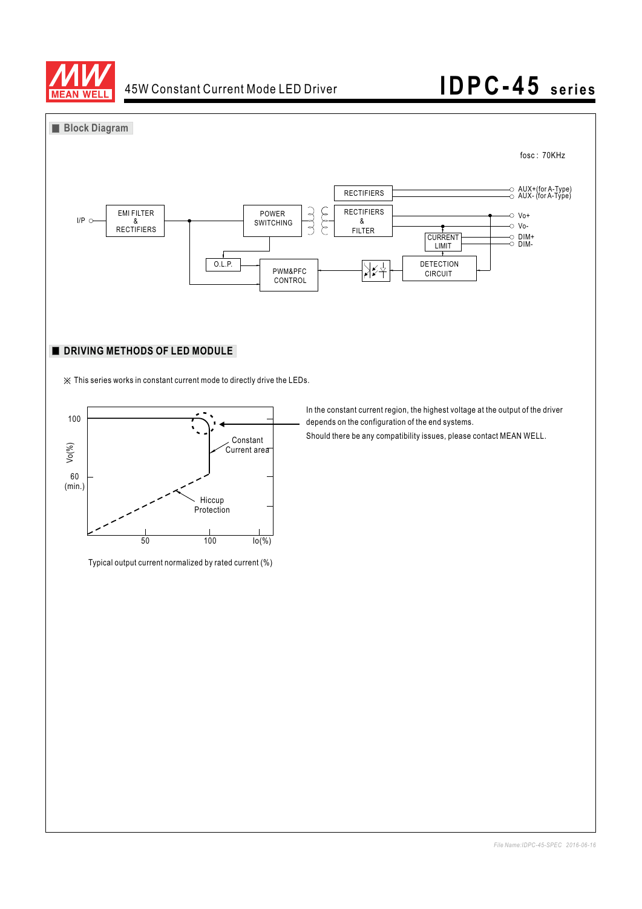## Block Diagram

fosc : 70KHz

I/P — EMI FILTER & RECTIFIERS — POWER SWITCHING — RECTIFIERS & FILTER — Vo+ / Vo-

RECTIFIERS — AUX+(for A-Type) / AUX- (for A-Type)

CURRENT LIMIT — DIM+ / DIM-

O.L.P.

PWM&PFC CONTROL

DETECTION CIRCUIT

## DRIVING METHODS OF LED MODULE

※ This series works in constant current mode to directly drive the LEDs.

Vo(%): 100, 60 (min.)

Io(%): 50, 100

Constant Current area

Hiccup Protection

Typical output current normalized by rated current (%)

In the constant current region, the highest voltage at the output of the driver depends on the configuration of the end systems.

Should there be any compatibility issues, please contact MEAN WELL.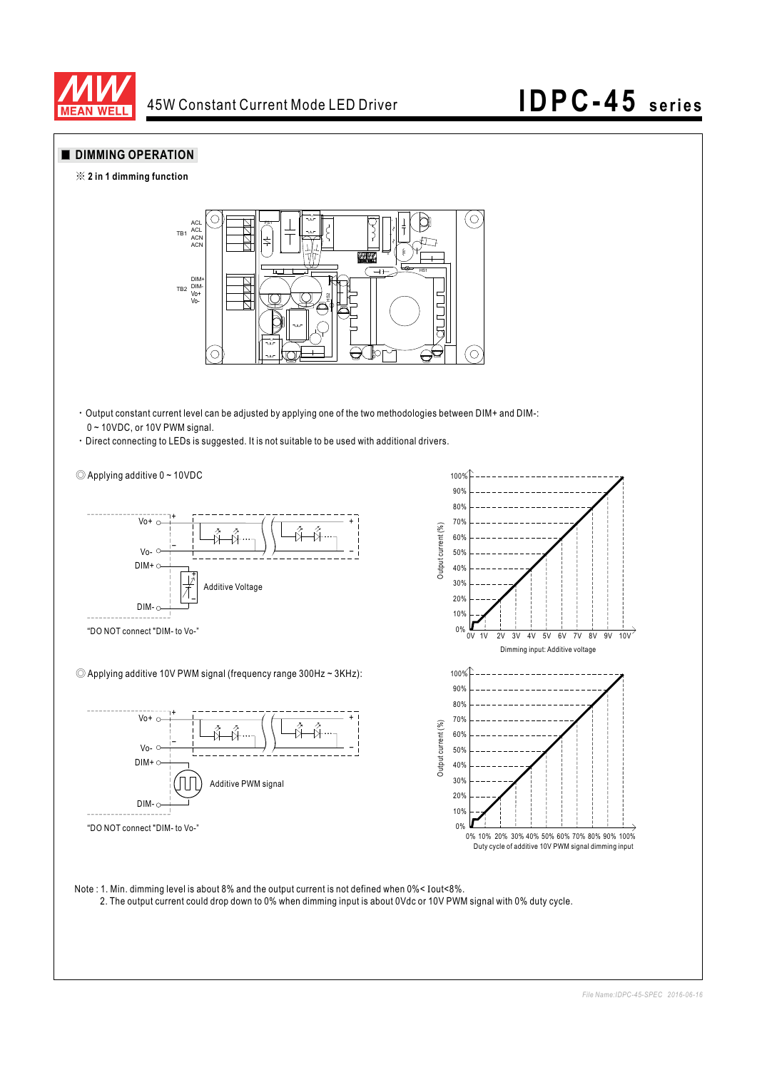## ■ DIMMING OPERATION

※ **2 in 1 dimming function**

- Output constant current level can be adjusted by applying one of the two methodologies between DIM+ and DIM-: 0 ~ 10VDC, or 10V PWM signal.
- Direct connecting to LEDs is suggested. It is not suitable to be used with additional drivers.

◎ Applying additive 0 ~ 10VDC

"DO NOT connect "DIM- to Vo-"

◎ Applying additive 10V PWM signal (frequency range 300Hz ~ 3KHz):

"DO NOT connect "DIM- to Vo-"

Note : 1. Min. dimming level is about 8% and the output current is not defined when 0%< Iout<8%.
2. The output current could drop down to 0% when dimming input is about 0Vdc or 10V PWM signal with 0% duty cycle.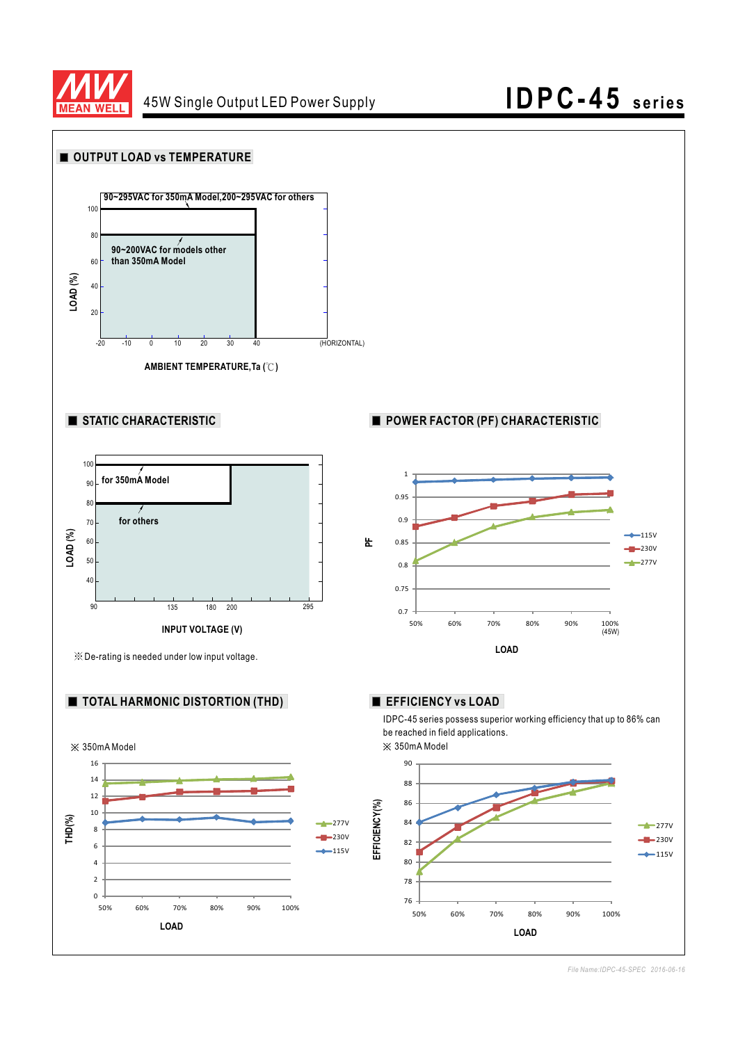## OUTPUT LOAD vs TEMPERATURE

90~295VAC for 350mA Model,200~295VAC for others

90~200VAC for models other than 350mA Model

LOAD (%)

100, 80, 60, 40, 20

-20, -10, 0, 10, 20, 30, 40 (HORIZONTAL)

AMBIENT TEMPERATURE,Ta (℃)

## STATIC CHARACTERISTIC

for 350mA Model

for others

LOAD (%)

100, 90, 80, 70, 60, 50, 40

90, 135, 180, 200, 295

INPUT VOLTAGE (V)

※ De-rating is needed under low input voltage.

## POWER FACTOR (PF) CHARACTERISTIC

PF

1, 0.95, 0.9, 0.85, 0.8, 0.75, 0.7

50%, 60%, 70%, 80%, 90%, 100% (45W)

LOAD

115V, 230V, 277V

## TOTAL HARMONIC DISTORTION (THD)

※ 350mA Model

THD(%)

16, 14, 12, 10, 8, 6, 4, 2, 0

50%, 60%, 70%, 80%, 90%, 100%

LOAD

277V, 230V, 115V

## EFFICIENCY vs LOAD

IDPC-45 series possess superior working efficiency that up to 86% can be reached in field applications.

※ 350mA Model

EFFICIENCY(%)

90, 88, 86, 84, 82, 80, 78, 76

50%, 60%, 70%, 80%, 90%, 100%

LOAD

277V, 230V, 115V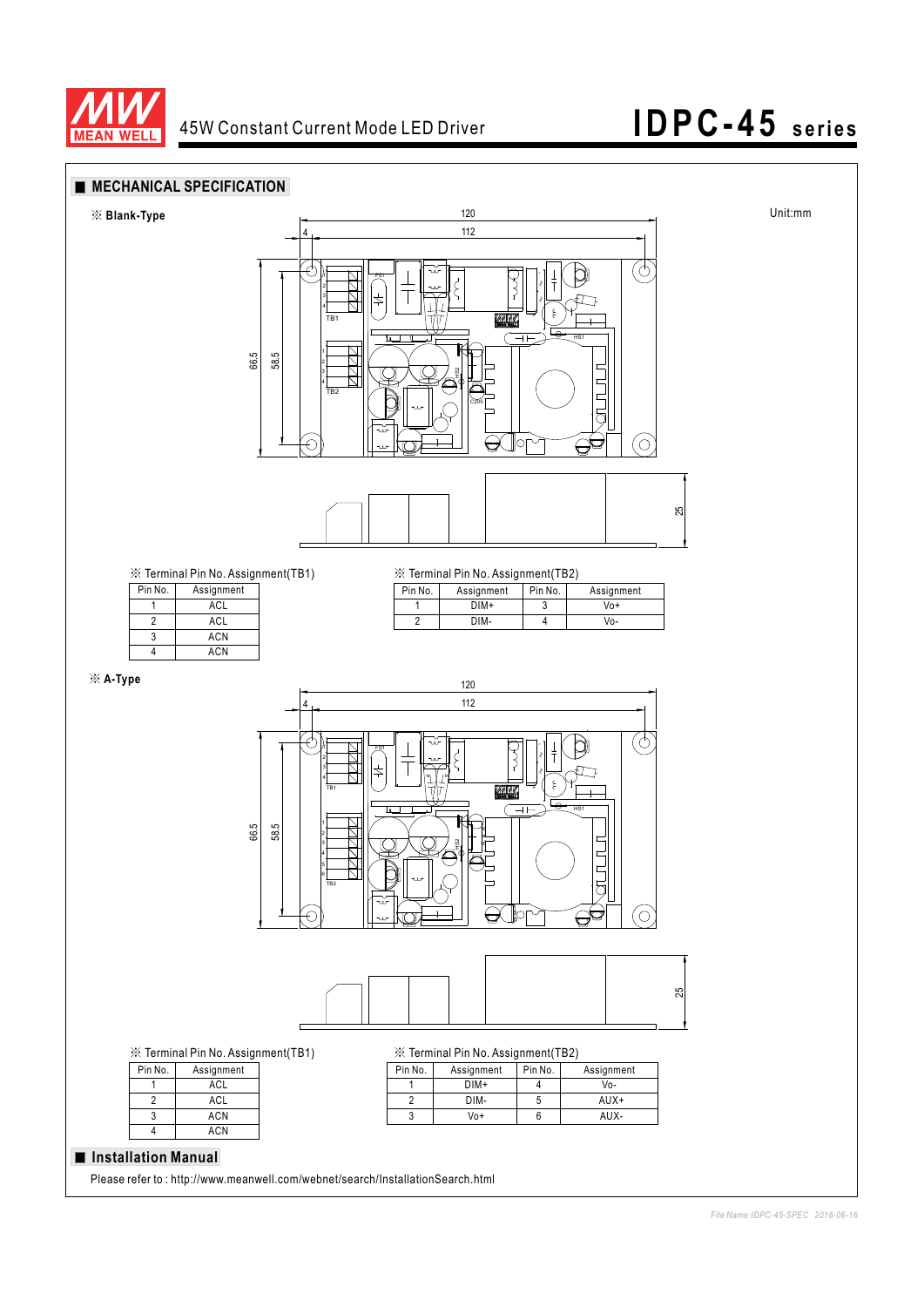## ■ MECHANICAL SPECIFICATION

※ **Blank-Type**

Unit:mm

120
112
4
66.5
58.5
25
TB1
TB2

※ Terminal Pin No. Assignment(TB1)

| Pin No. | Assignment |
|---|---|
| 1 | ACL |
| 2 | ACL |
| 3 | ACN |
| 4 | ACN |

※ Terminal Pin No. Assignment(TB2)

| Pin No. | Assignment | Pin No. | Assignment |
|---|---|---|---|
| 1 | DIM+ | 3 | Vo+ |
| 2 | DIM- | 4 | Vo- |

※ **A-Type**

120
112
4
66.5
58.5
25
TB1
TB2

※ Terminal Pin No. Assignment(TB1)

| Pin No. | Assignment |
|---|---|
| 1 | ACL |
| 2 | ACL |
| 3 | ACN |
| 4 | ACN |

※ Terminal Pin No. Assignment(TB2)

| Pin No. | Assignment | Pin No. | Assignment |
|---|---|---|---|
| 1 | DIM+ | 4 | Vo- |
| 2 | DIM- | 5 | AUX+ |
| 3 | Vo+ | 6 | AUX- |

## ■ Installation Manual

Please refer to : http://www.meanwell.com/webnet/search/InstallationSearch.html